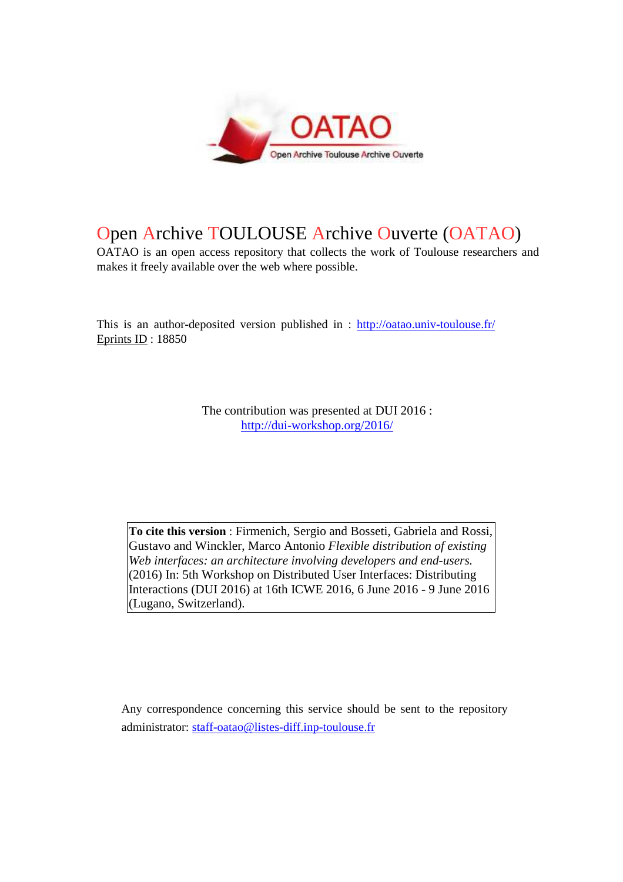# Open Archive TOULOUSE Archive Ouverte (OATAO)

OATAO is an open access repository that collects the work of Toulouse researchers and makes it freely available over the web where possible.

This is an author-deposited version published in : http://oatao.univ-toulouse.fr/
Eprints ID : 18850

The contribution was presented at DUI 2016 :
http://dui-workshop.org/2016/

**To cite this version** : Firmenich, Sergio and Bosseti, Gabriela and Rossi, Gustavo and Winckler, Marco Antonio *Flexible distribution of existing Web interfaces: an architecture involving developers and end-users.* (2016) In: 5th Workshop on Distributed User Interfaces: Distributing Interactions (DUI 2016) at 16th ICWE 2016, 6 June 2016 - 9 June 2016 (Lugano, Switzerland).

Any correspondence concerning this service should be sent to the repository administrator: staff-oatao@listes-diff.inp-toulouse.fr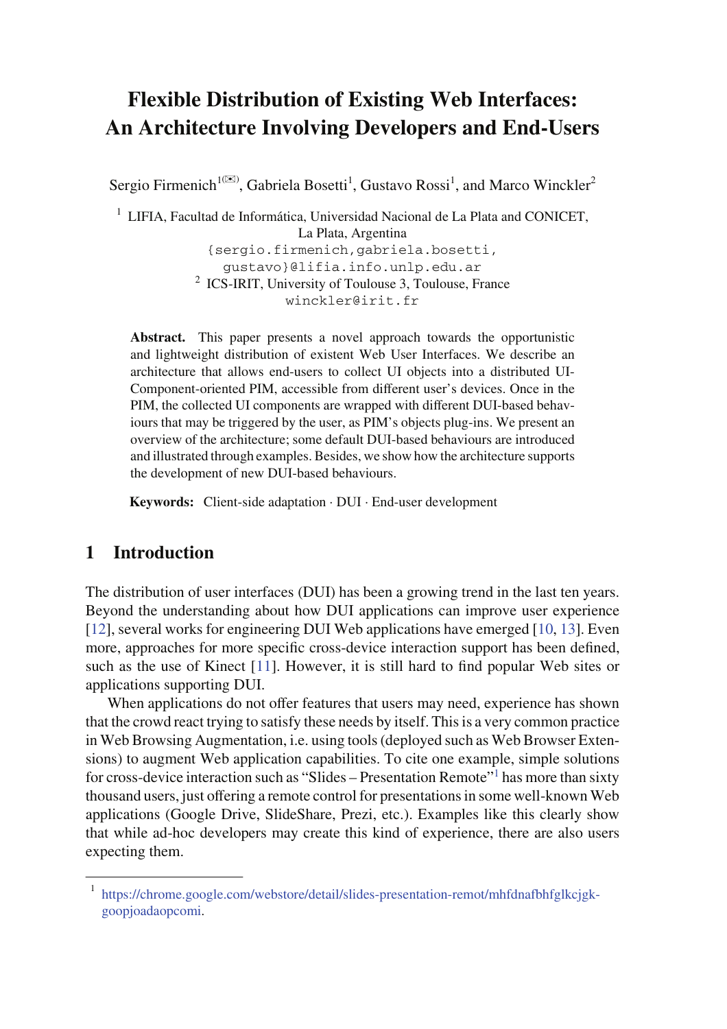# Flexible Distribution of Existing Web Interfaces: An Architecture Involving Developers and End-Users

Sergio Firmenich[1(✉)], Gabriela Bosetti[1], Gustavo Rossi[1], and Marco Winckler[2]

[1] LIFIA, Facultad de Informática, Universidad Nacional de La Plata and CONICET, La Plata, Argentina
{sergio.firmenich,gabriela.bosetti, gustavo}@lifia.info.unlp.edu.ar

[2] ICS-IRIT, University of Toulouse 3, Toulouse, France
winckler@irit.fr

**Abstract.** This paper presents a novel approach towards the opportunistic and lightweight distribution of existent Web User Interfaces. We describe an architecture that allows end-users to collect UI objects into a distributed UI-Component-oriented PIM, accessible from different user's devices. Once in the PIM, the collected UI components are wrapped with different DUI-based behaviours that may be triggered by the user, as PIM's objects plug-ins. We present an overview of the architecture; some default DUI-based behaviours are introduced and illustrated through examples. Besides, we show how the architecture supports the development of new DUI-based behaviours.

**Keywords:** Client-side adaptation · DUI · End-user development

## 1 Introduction

The distribution of user interfaces (DUI) has been a growing trend in the last ten years. Beyond the understanding about how DUI applications can improve user experience [12], several works for engineering DUI Web applications have emerged [10, 13]. Even more, approaches for more specific cross-device interaction support has been defined, such as the use of Kinect [11]. However, it is still hard to find popular Web sites or applications supporting DUI.

When applications do not offer features that users may need, experience has shown that the crowd react trying to satisfy these needs by itself. This is a very common practice in Web Browsing Augmentation, i.e. using tools (deployed such as Web Browser Extensions) to augment Web application capabilities. To cite one example, simple solutions for cross-device interaction such as "Slides – Presentation Remote"[1] has more than sixty thousand users, just offering a remote control for presentations in some well-known Web applications (Google Drive, SlideShare, Prezi, etc.). Examples like this clearly show that while ad-hoc developers may create this kind of experience, there are also users expecting them.

[1] https://chrome.google.com/webstore/detail/slides-presentation-remot/mhfdnafbhfglkcjgk-goopjoadaopcomi.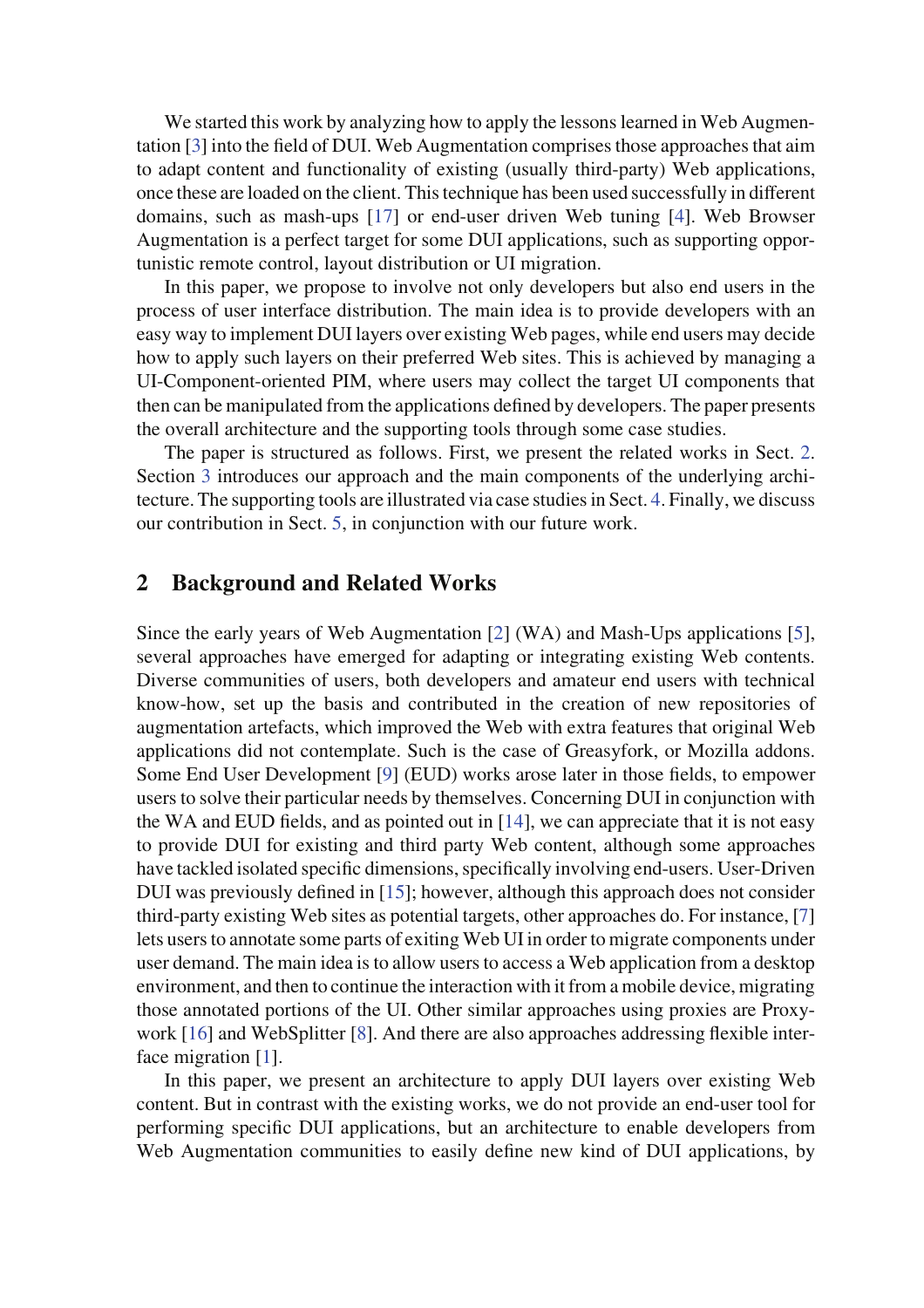We started this work by analyzing how to apply the lessons learned in Web Augmentation [3] into the field of DUI. Web Augmentation comprises those approaches that aim to adapt content and functionality of existing (usually third-party) Web applications, once these are loaded on the client. This technique has been used successfully in different domains, such as mash-ups [17] or end-user driven Web tuning [4]. Web Browser Augmentation is a perfect target for some DUI applications, such as supporting opportunistic remote control, layout distribution or UI migration.

In this paper, we propose to involve not only developers but also end users in the process of user interface distribution. The main idea is to provide developers with an easy way to implement DUI layers over existing Web pages, while end users may decide how to apply such layers on their preferred Web sites. This is achieved by managing a UI-Component-oriented PIM, where users may collect the target UI components that then can be manipulated from the applications defined by developers. The paper presents the overall architecture and the supporting tools through some case studies.

The paper is structured as follows. First, we present the related works in Sect. 2. Section 3 introduces our approach and the main components of the underlying architecture. The supporting tools are illustrated via case studies in Sect. 4. Finally, we discuss our contribution in Sect. 5, in conjunction with our future work.

## 2 Background and Related Works

Since the early years of Web Augmentation [2] (WA) and Mash-Ups applications [5], several approaches have emerged for adapting or integrating existing Web contents. Diverse communities of users, both developers and amateur end users with technical know-how, set up the basis and contributed in the creation of new repositories of augmentation artefacts, which improved the Web with extra features that original Web applications did not contemplate. Such is the case of Greasyfork, or Mozilla addons. Some End User Development [9] (EUD) works arose later in those fields, to empower users to solve their particular needs by themselves. Concerning DUI in conjunction with the WA and EUD fields, and as pointed out in [14], we can appreciate that it is not easy to provide DUI for existing and third party Web content, although some approaches have tackled isolated specific dimensions, specifically involving end-users. User-Driven DUI was previously defined in [15]; however, although this approach does not consider third-party existing Web sites as potential targets, other approaches do. For instance, [7] lets users to annotate some parts of exiting Web UI in order to migrate components under user demand. The main idea is to allow users to access a Web application from a desktop environment, and then to continue the interaction with it from a mobile device, migrating those annotated portions of the UI. Other similar approaches using proxies are Proxywork [16] and WebSplitter [8]. And there are also approaches addressing flexible interface migration [1].

In this paper, we present an architecture to apply DUI layers over existing Web content. But in contrast with the existing works, we do not provide an end-user tool for performing specific DUI applications, but an architecture to enable developers from Web Augmentation communities to easily define new kind of DUI applications, by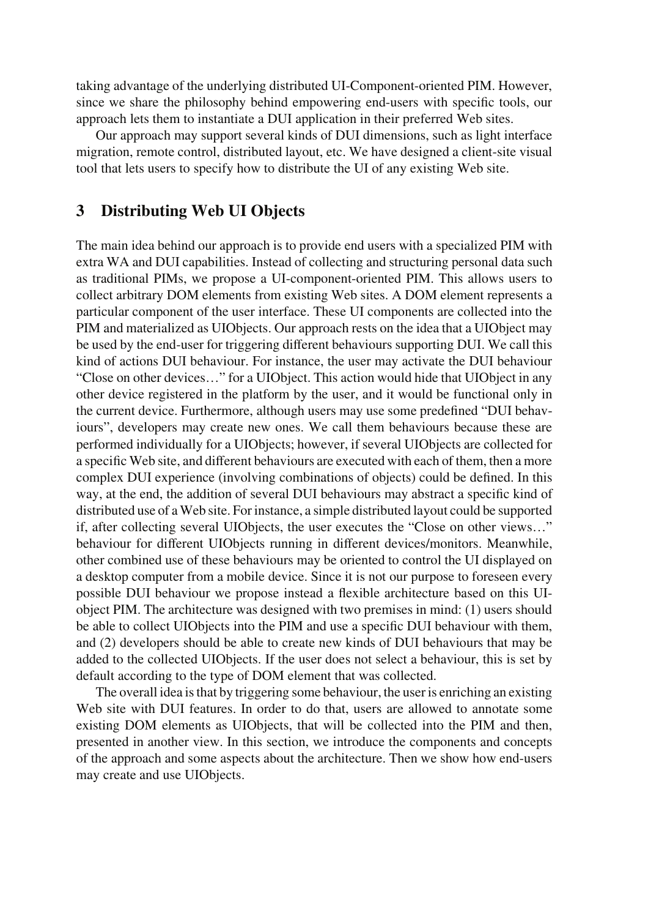taking advantage of the underlying distributed UI-Component-oriented PIM. However, since we share the philosophy behind empowering end-users with specific tools, our approach lets them to instantiate a DUI application in their preferred Web sites.

Our approach may support several kinds of DUI dimensions, such as light interface migration, remote control, distributed layout, etc. We have designed a client-site visual tool that lets users to specify how to distribute the UI of any existing Web site.

## 3 Distributing Web UI Objects

The main idea behind our approach is to provide end users with a specialized PIM with extra WA and DUI capabilities. Instead of collecting and structuring personal data such as traditional PIMs, we propose a UI-component-oriented PIM. This allows users to collect arbitrary DOM elements from existing Web sites. A DOM element represents a particular component of the user interface. These UI components are collected into the PIM and materialized as UIObjects. Our approach rests on the idea that a UIObject may be used by the end-user for triggering different behaviours supporting DUI. We call this kind of actions DUI behaviour. For instance, the user may activate the DUI behaviour "Close on other devices…" for a UIObject. This action would hide that UIObject in any other device registered in the platform by the user, and it would be functional only in the current device. Furthermore, although users may use some predefined "DUI behaviours", developers may create new ones. We call them behaviours because these are performed individually for a UIObjects; however, if several UIObjects are collected for a specific Web site, and different behaviours are executed with each of them, then a more complex DUI experience (involving combinations of objects) could be defined. In this way, at the end, the addition of several DUI behaviours may abstract a specific kind of distributed use of a Web site. For instance, a simple distributed layout could be supported if, after collecting several UIObjects, the user executes the "Close on other views…" behaviour for different UIObjects running in different devices/monitors. Meanwhile, other combined use of these behaviours may be oriented to control the UI displayed on a desktop computer from a mobile device. Since it is not our purpose to foreseen every possible DUI behaviour we propose instead a flexible architecture based on this UI-object PIM. The architecture was designed with two premises in mind: (1) users should be able to collect UIObjects into the PIM and use a specific DUI behaviour with them, and (2) developers should be able to create new kinds of DUI behaviours that may be added to the collected UIObjects. If the user does not select a behaviour, this is set by default according to the type of DOM element that was collected.

The overall idea is that by triggering some behaviour, the user is enriching an existing Web site with DUI features. In order to do that, users are allowed to annotate some existing DOM elements as UIObjects, that will be collected into the PIM and then, presented in another view. In this section, we introduce the components and concepts of the approach and some aspects about the architecture. Then we show how end-users may create and use UIObjects.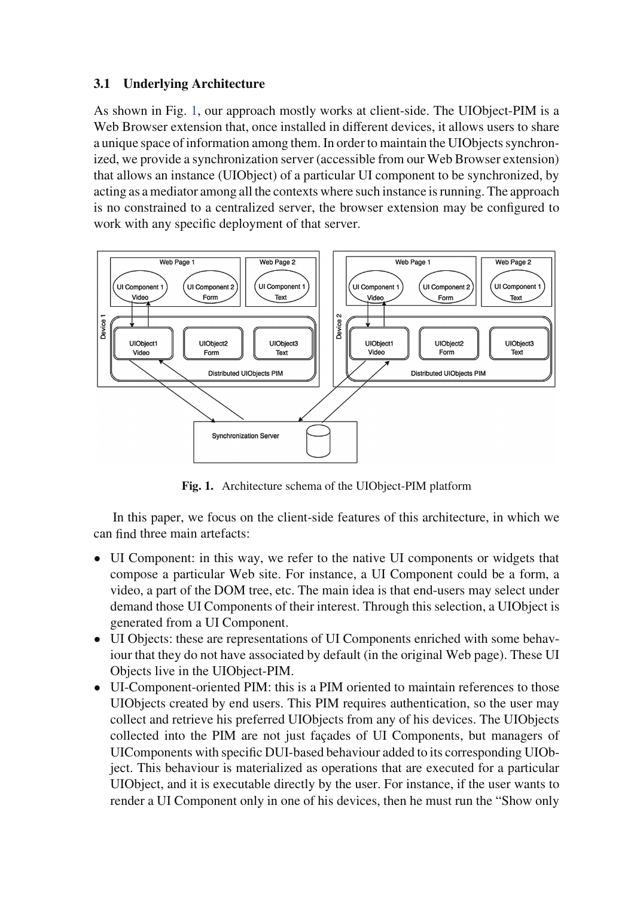### 3.1 Underlying Architecture

As shown in Fig. 1, our approach mostly works at client-side. The UIObject-PIM is a Web Browser extension that, once installed in different devices, it allows users to share a unique space of information among them. In order to maintain the UIObjects synchronized, we provide a synchronization server (accessible from our Web Browser extension) that allows an instance (UIObject) of a particular UI component to be synchronized, by acting as a mediator among all the contexts where such instance is running. The approach is no constrained to a centralized server, the browser extension may be configured to work with any specific deployment of that server.

Device 1
Web Page 1
UI Component 1
Video
UI Component 2
Form
Web Page 2
UI Component 1
Text
UIObject1
Video
UIObject2
Form
UIObject3
Text
Distributed UIObjects PIM

Device 2
Web Page 1
UI Component 1
Video
UI Component 2
Form
Web Page 2
UI Component 1
Text
UIObject1
Video
UIObject2
Form
UIObject3
Text
Distributed UIObjects PIM

Synchronization Server

**Fig. 1.** Architecture schema of the UIObject-PIM platform

In this paper, we focus on the client-side features of this architecture, in which we can find three main artefacts:

- UI Component: in this way, we refer to the native UI components or widgets that compose a particular Web site. For instance, a UI Component could be a form, a video, a part of the DOM tree, etc. The main idea is that end-users may select under demand those UI Components of their interest. Through this selection, a UIObject is generated from a UI Component.
- UI Objects: these are representations of UI Components enriched with some behaviour that they do not have associated by default (in the original Web page). These UI Objects live in the UIObject-PIM.
- UI-Component-oriented PIM: this is a PIM oriented to maintain references to those UIObjects created by end users. This PIM requires authentication, so the user may collect and retrieve his preferred UIObjects from any of his devices. The UIObjects collected into the PIM are not just façades of UI Components, but managers of UIComponents with specific DUI-based behaviour added to its corresponding UIObject. This behaviour is materialized as operations that are executed for a particular UIObject, and it is executable directly by the user. For instance, if the user wants to render a UI Component only in one of his devices, then he must run the "Show only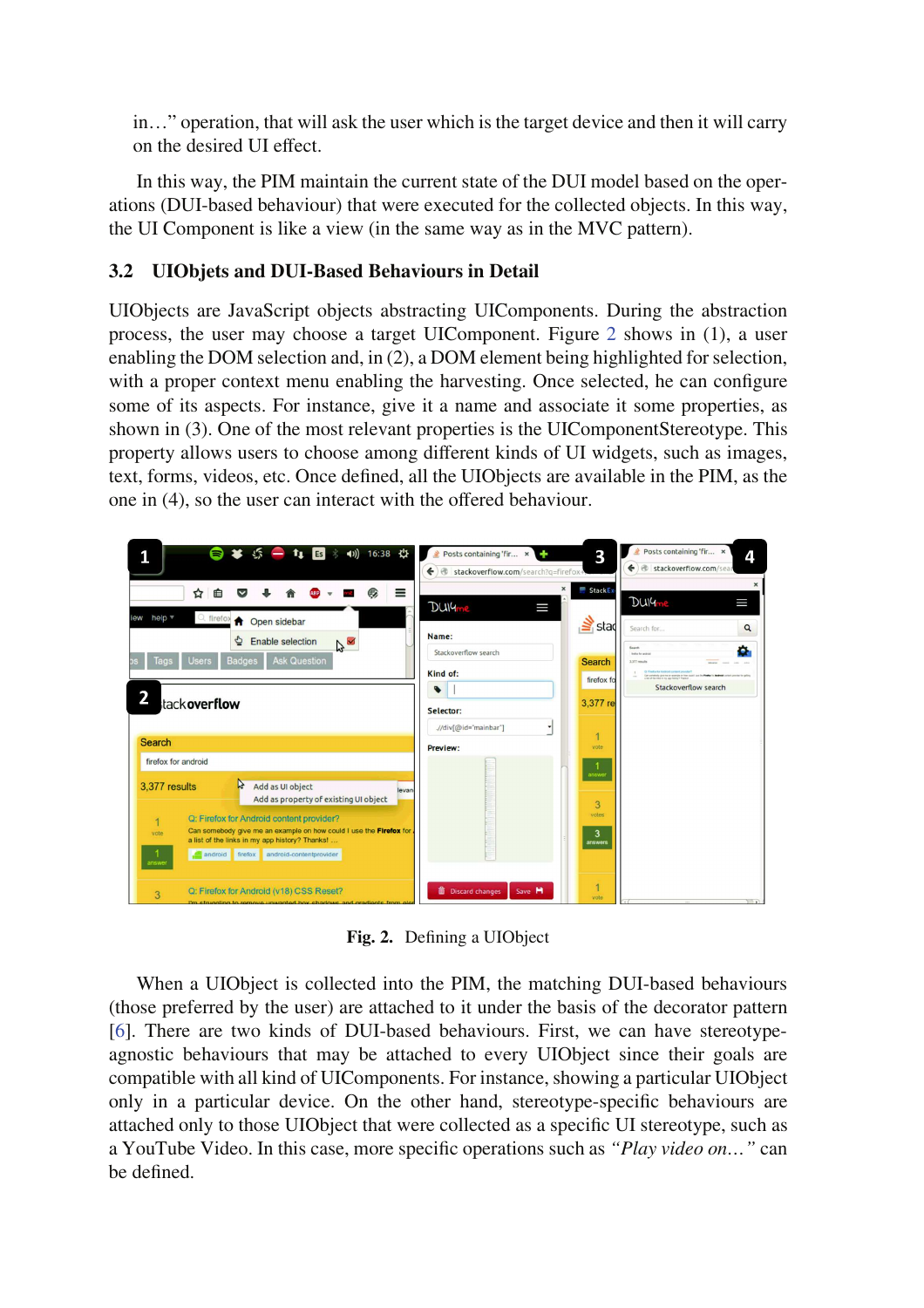in…" operation, that will ask the user which is the target device and then it will carry on the desired UI effect.

In this way, the PIM maintain the current state of the DUI model based on the operations (DUI-based behaviour) that were executed for the collected objects. In this way, the UI Component is like a view (in the same way as in the MVC pattern).

### 3.2 UIObjets and DUI-Based Behaviours in Detail

UIObjects are JavaScript objects abstracting UIComponents. During the abstraction process, the user may choose a target UIComponent. Figure 2 shows in (1), a user enabling the DOM selection and, in (2), a DOM element being highlighted for selection, with a proper context menu enabling the harvesting. Once selected, he can configure some of its aspects. For instance, give it a name and associate it some properties, as shown in (3). One of the most relevant properties is the UIComponentStereotype. This property allows users to choose among different kinds of UI widgets, such as images, text, forms, videos, etc. Once defined, all the UIObjects are available in the PIM, as the one in (4), so the user can interact with the offered behaviour.

**Fig. 2.** Defining a UIObject

When a UIObject is collected into the PIM, the matching DUI-based behaviours (those preferred by the user) are attached to it under the basis of the decorator pattern [6]. There are two kinds of DUI-based behaviours. First, we can have stereotype-agnostic behaviours that may be attached to every UIObject since their goals are compatible with all kind of UIComponents. For instance, showing a particular UIObject only in a particular device. On the other hand, stereotype-specific behaviours are attached only to those UIObject that were collected as a specific UI stereotype, such as a YouTube Video. In this case, more specific operations such as *"Play video on…"* can be defined.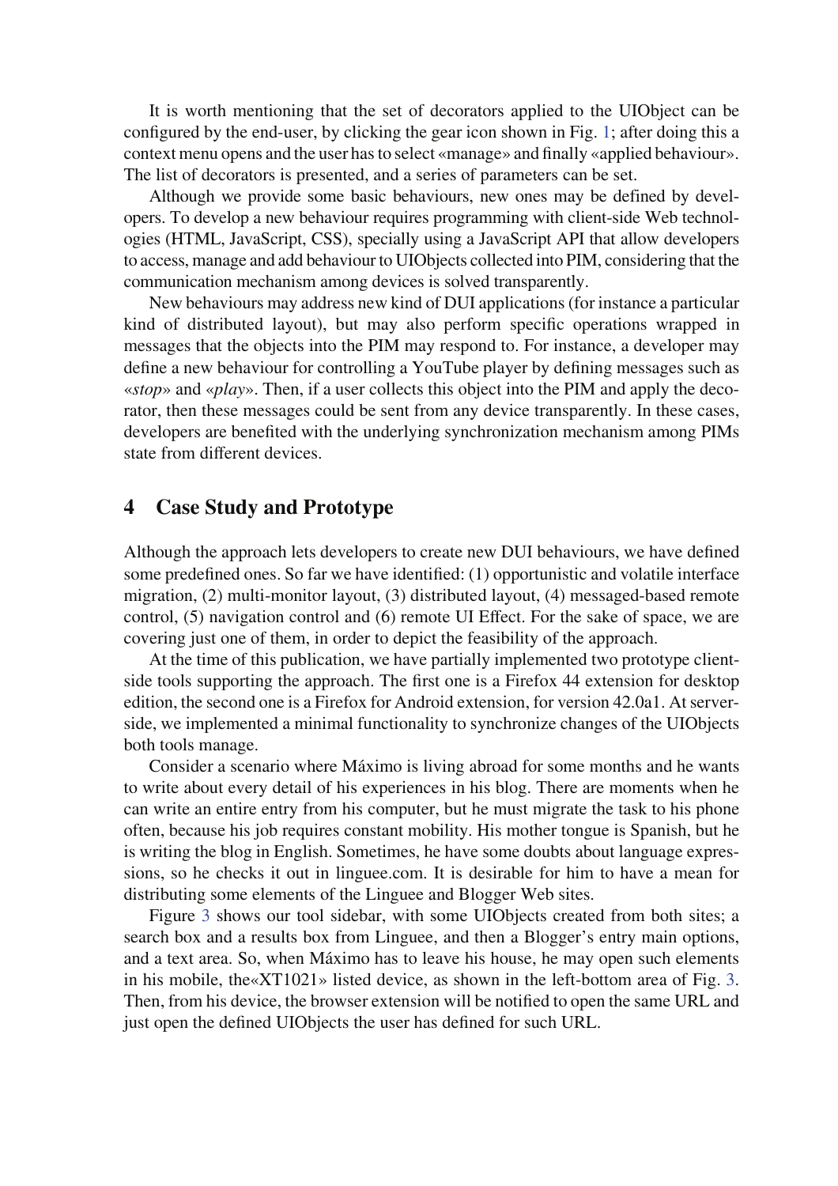It is worth mentioning that the set of decorators applied to the UIObject can be configured by the end-user, by clicking the gear icon shown in Fig. 1; after doing this a context menu opens and the user has to select «manage» and finally «applied behaviour». The list of decorators is presented, and a series of parameters can be set.

Although we provide some basic behaviours, new ones may be defined by developers. To develop a new behaviour requires programming with client-side Web technologies (HTML, JavaScript, CSS), specially using a JavaScript API that allow developers to access, manage and add behaviour to UIObjects collected into PIM, considering that the communication mechanism among devices is solved transparently.

New behaviours may address new kind of DUI applications (for instance a particular kind of distributed layout), but may also perform specific operations wrapped in messages that the objects into the PIM may respond to. For instance, a developer may define a new behaviour for controlling a YouTube player by defining messages such as «*stop*» and «*play*». Then, if a user collects this object into the PIM and apply the decorator, then these messages could be sent from any device transparently. In these cases, developers are benefited with the underlying synchronization mechanism among PIMs state from different devices.

## 4 Case Study and Prototype

Although the approach lets developers to create new DUI behaviours, we have defined some predefined ones. So far we have identified: (1) opportunistic and volatile interface migration, (2) multi-monitor layout, (3) distributed layout, (4) messaged-based remote control, (5) navigation control and (6) remote UI Effect. For the sake of space, we are covering just one of them, in order to depict the feasibility of the approach.

At the time of this publication, we have partially implemented two prototype client-side tools supporting the approach. The first one is a Firefox 44 extension for desktop edition, the second one is a Firefox for Android extension, for version 42.0a1. At server-side, we implemented a minimal functionality to synchronize changes of the UIObjects both tools manage.

Consider a scenario where Máximo is living abroad for some months and he wants to write about every detail of his experiences in his blog. There are moments when he can write an entire entry from his computer, but he must migrate the task to his phone often, because his job requires constant mobility. His mother tongue is Spanish, but he is writing the blog in English. Sometimes, he have some doubts about language expressions, so he checks it out in linguee.com. It is desirable for him to have a mean for distributing some elements of the Linguee and Blogger Web sites.

Figure 3 shows our tool sidebar, with some UIObjects created from both sites; a search box and a results box from Linguee, and then a Blogger's entry main options, and a text area. So, when Máximo has to leave his house, he may open such elements in his mobile, the«XT1021» listed device, as shown in the left-bottom area of Fig. 3. Then, from his device, the browser extension will be notified to open the same URL and just open the defined UIObjects the user has defined for such URL.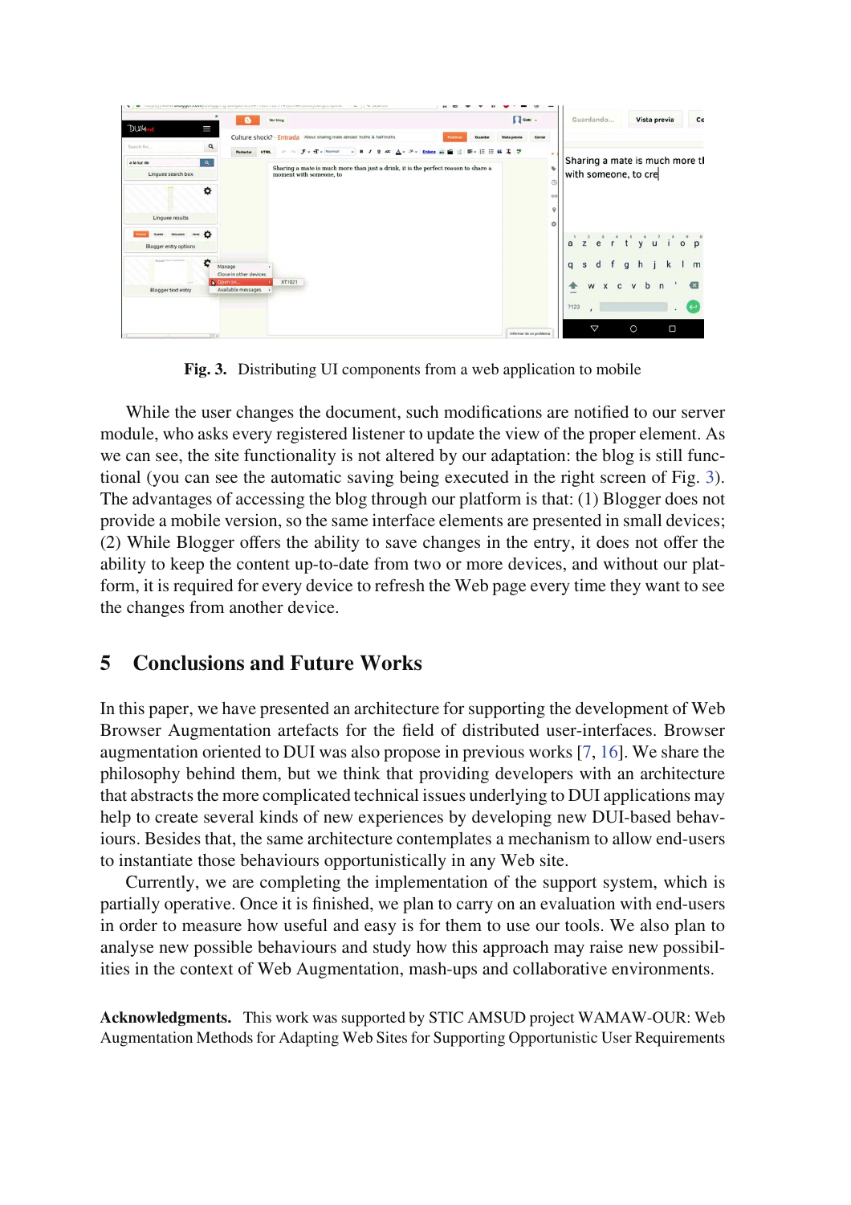**Fig. 3.** Distributing UI components from a web application to mobile

While the user changes the document, such modifications are notified to our server module, who asks every registered listener to update the view of the proper element. As we can see, the site functionality is not altered by our adaptation: the blog is still functional (you can see the automatic saving being executed in the right screen of Fig. 3). The advantages of accessing the blog through our platform is that: (1) Blogger does not provide a mobile version, so the same interface elements are presented in small devices; (2) While Blogger offers the ability to save changes in the entry, it does not offer the ability to keep the content up-to-date from two or more devices, and without our platform, it is required for every device to refresh the Web page every time they want to see the changes from another device.

## 5 Conclusions and Future Works

In this paper, we have presented an architecture for supporting the development of Web Browser Augmentation artefacts for the field of distributed user-interfaces. Browser augmentation oriented to DUI was also propose in previous works [7, 16]. We share the philosophy behind them, but we think that providing developers with an architecture that abstracts the more complicated technical issues underlying to DUI applications may help to create several kinds of new experiences by developing new DUI-based behaviours. Besides that, the same architecture contemplates a mechanism to allow end-users to instantiate those behaviours opportunistically in any Web site.

Currently, we are completing the implementation of the support system, which is partially operative. Once it is finished, we plan to carry on an evaluation with end-users in order to measure how useful and easy is for them to use our tools. We also plan to analyse new possible behaviours and study how this approach may raise new possibilities in the context of Web Augmentation, mash-ups and collaborative environments.

**Acknowledgments.** This work was supported by STIC AMSUD project WAMAW-OUR: Web Augmentation Methods for Adapting Web Sites for Supporting Opportunistic User Requirements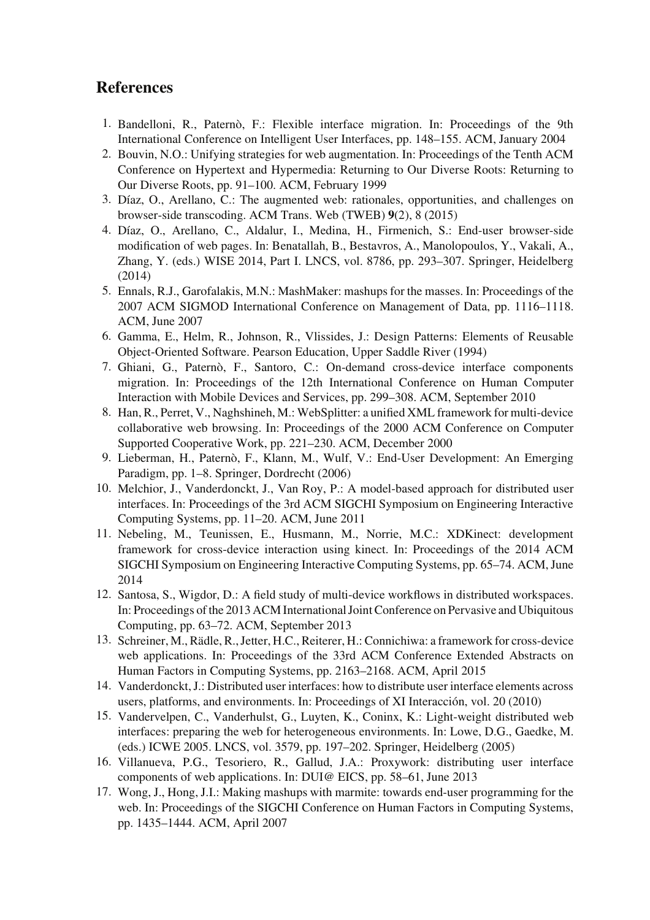## References

1. Bandelloni, R., Paternò, F.: Flexible interface migration. In: Proceedings of the 9th International Conference on Intelligent User Interfaces, pp. 148–155. ACM, January 2004
2. Bouvin, N.O.: Unifying strategies for web augmentation. In: Proceedings of the Tenth ACM Conference on Hypertext and Hypermedia: Returning to Our Diverse Roots: Returning to Our Diverse Roots, pp. 91–100. ACM, February 1999
3. Díaz, O., Arellano, C.: The augmented web: rationales, opportunities, and challenges on browser-side transcoding. ACM Trans. Web (TWEB) **9**(2), 8 (2015)
4. Díaz, O., Arellano, C., Aldalur, I., Medina, H., Firmenich, S.: End-user browser-side modification of web pages. In: Benatallah, B., Bestavros, A., Manolopoulos, Y., Vakali, A., Zhang, Y. (eds.) WISE 2014, Part I. LNCS, vol. 8786, pp. 293–307. Springer, Heidelberg (2014)
5. Ennals, R.J., Garofalakis, M.N.: MashMaker: mashups for the masses. In: Proceedings of the 2007 ACM SIGMOD International Conference on Management of Data, pp. 1116–1118. ACM, June 2007
6. Gamma, E., Helm, R., Johnson, R., Vlissides, J.: Design Patterns: Elements of Reusable Object-Oriented Software. Pearson Education, Upper Saddle River (1994)
7. Ghiani, G., Paternò, F., Santoro, C.: On-demand cross-device interface components migration. In: Proceedings of the 12th International Conference on Human Computer Interaction with Mobile Devices and Services, pp. 299–308. ACM, September 2010
8. Han, R., Perret, V., Naghshineh, M.: WebSplitter: a unified XML framework for multi-device collaborative web browsing. In: Proceedings of the 2000 ACM Conference on Computer Supported Cooperative Work, pp. 221–230. ACM, December 2000
9. Lieberman, H., Paternò, F., Klann, M., Wulf, V.: End-User Development: An Emerging Paradigm, pp. 1–8. Springer, Dordrecht (2006)
10. Melchior, J., Vanderdonckt, J., Van Roy, P.: A model-based approach for distributed user interfaces. In: Proceedings of the 3rd ACM SIGCHI Symposium on Engineering Interactive Computing Systems, pp. 11–20. ACM, June 2011
11. Nebeling, M., Teunissen, E., Husmann, M., Norrie, M.C.: XDKinect: development framework for cross-device interaction using kinect. In: Proceedings of the 2014 ACM SIGCHI Symposium on Engineering Interactive Computing Systems, pp. 65–74. ACM, June 2014
12. Santosa, S., Wigdor, D.: A field study of multi-device workflows in distributed workspaces. In: Proceedings of the 2013 ACM International Joint Conference on Pervasive and Ubiquitous Computing, pp. 63–72. ACM, September 2013
13. Schreiner, M., Rädle, R., Jetter, H.C., Reiterer, H.: Connichiwa: a framework for cross-device web applications. In: Proceedings of the 33rd ACM Conference Extended Abstracts on Human Factors in Computing Systems, pp. 2163–2168. ACM, April 2015
14. Vanderdonckt, J.: Distributed user interfaces: how to distribute user interface elements across users, platforms, and environments. In: Proceedings of XI Interacción, vol. 20 (2010)
15. Vandervelpen, C., Vanderhulst, G., Luyten, K., Coninx, K.: Light-weight distributed web interfaces: preparing the web for heterogeneous environments. In: Lowe, D.G., Gaedke, M. (eds.) ICWE 2005. LNCS, vol. 3579, pp. 197–202. Springer, Heidelberg (2005)
16. Villanueva, P.G., Tesoriero, R., Gallud, J.A.: Proxywork: distributing user interface components of web applications. In: DUI@ EICS, pp. 58–61, June 2013
17. Wong, J., Hong, J.I.: Making mashups with marmite: towards end-user programming for the web. In: Proceedings of the SIGCHI Conference on Human Factors in Computing Systems, pp. 1435–1444. ACM, April 2007